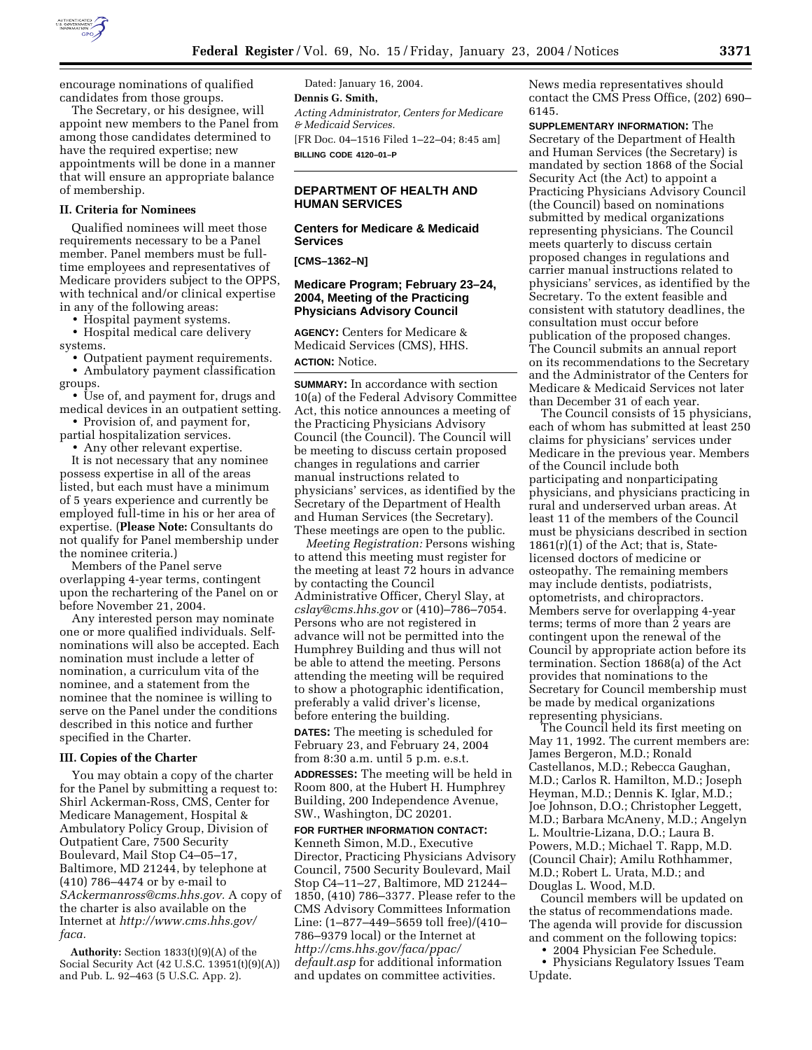encourage nominations of qualified candidates from those groups.

The Secretary, or his designee, will appoint new members to the Panel from among those candidates determined to have the required expertise; new appointments will be done in a manner that will ensure an appropriate balance of membership.

### II. Criteria for Nominees

Qualified nominees will meet those requirements necessary to be a Panel member. Panel members must be full-time employees and representatives of Medicare providers subject to the OPPS, with technical and/or clinical expertise in any of the following areas:

- Hospital payment systems.
- Hospital medical care delivery systems.
- Outpatient payment requirements.
- Ambulatory payment classification groups.
- Use of, and payment for, drugs and medical devices in an outpatient setting.
- Provision of, and payment for, partial hospitalization services.
- Any other relevant expertise.

It is not necessary that any nominee possess expertise in all of the areas listed, but each must have a minimum of 5 years experience and currently be employed full-time in his or her area of expertise. (**Please Note:** Consultants do not qualify for Panel membership under the nominee criteria.)

Members of the Panel serve overlapping 4-year terms, contingent upon the rechartering of the Panel on or before November 21, 2004.

Any interested person may nominate one or more qualified individuals. Self-nominations will also be accepted. Each nomination must include a letter of nomination, a curriculum vita of the nominee, and a statement from the nominee that the nominee is willing to serve on the Panel under the conditions described in this notice and further specified in the Charter.

### III. Copies of the Charter

You may obtain a copy of the charter for the Panel by submitting a request to: Shirl Ackerman-Ross, CMS, Center for Medicare Management, Hospital & Ambulatory Policy Group, Division of Outpatient Care, 7500 Security Boulevard, Mail Stop C4–05–17, Baltimore, MD 21244, by telephone at (410) 786–4474 or by e-mail to *SAckermanross@cms.hhs.gov.* A copy of the charter is also available on the Internet at *http://www.cms.hhs.gov/faca.*

**Authority:** Section 1833(t)(9)(A) of the Social Security Act (42 U.S.C. 13951(t)(9)(A)) and Pub. L. 92–463 (5 U.S.C. App. 2).

Dated: January 16, 2004.

**Dennis G. Smith,**

*Acting Administrator, Centers for Medicare & Medicaid Services.*

[FR Doc. 04–1516 Filed 1–22–04; 8:45 am]

**BILLING CODE 4120–01–P**

---

## DEPARTMENT OF HEALTH AND HUMAN SERVICES

### Centers for Medicare & Medicaid Services

**[CMS–1362–N]**

### Medicare Program; February 23–24, 2004, Meeting of the Practicing Physicians Advisory Council

**AGENCY:** Centers for Medicare & Medicaid Services (CMS), HHS.

**ACTION:** Notice.

**SUMMARY:** In accordance with section 10(a) of the Federal Advisory Committee Act, this notice announces a meeting of the Practicing Physicians Advisory Council (the Council). The Council will be meeting to discuss certain proposed changes in regulations and carrier manual instructions related to physicians' services, as identified by the Secretary of the Department of Health and Human Services (the Secretary). These meetings are open to the public.

*Meeting Registration:* Persons wishing to attend this meeting must register for the meeting at least 72 hours in advance by contacting the Council Administrative Officer, Cheryl Slay, at *cslay@cms.hhs.gov* or (410)–786–7054. Persons who are not registered in advance will not be permitted into the Humphrey Building and thus will not be able to attend the meeting. Persons attending the meeting will be required to show a photographic identification, preferably a valid driver's license, before entering the building.

**DATES:** The meeting is scheduled for February 23, and February 24, 2004 from 8:30 a.m. until 5 p.m. e.s.t.

**ADDRESSES:** The meeting will be held in Room 800, at the Hubert H. Humphrey Building, 200 Independence Avenue, SW., Washington, DC 20201.

**FOR FURTHER INFORMATION CONTACT:** Kenneth Simon, M.D., Executive Director, Practicing Physicians Advisory Council, 7500 Security Boulevard, Mail Stop C4–11–27, Baltimore, MD 21244–1850, (410) 786–3377. Please refer to the CMS Advisory Committees Information Line: (1–877–449–5659 toll free)/(410–786–9379 local) or the Internet at *http://cms.hhs.gov/faca/ppac/default.asp* for additional information and updates on committee activities. News media representatives should contact the CMS Press Office, (202) 690–6145.

**SUPPLEMENTARY INFORMATION:** The Secretary of the Department of Health and Human Services (the Secretary) is mandated by section 1868 of the Social Security Act (the Act) to appoint a Practicing Physicians Advisory Council (the Council) based on nominations submitted by medical organizations representing physicians. The Council meets quarterly to discuss certain proposed changes in regulations and carrier manual instructions related to physicians' services, as identified by the Secretary. To the extent feasible and consistent with statutory deadlines, the consultation must occur before publication of the proposed changes. The Council submits an annual report on its recommendations to the Secretary and the Administrator of the Centers for Medicare & Medicaid Services not later than December 31 of each year.

The Council consists of 15 physicians, each of whom has submitted at least 250 claims for physicians' services under Medicare in the previous year. Members of the Council include both participating and nonparticipating physicians, and physicians practicing in rural and underserved urban areas. At least 11 of the members of the Council must be physicians described in section 1861(r)(1) of the Act; that is, State-licensed doctors of medicine or osteopathy. The remaining members may include dentists, podiatrists, optometrists, and chiropractors. Members serve for overlapping 4-year terms; terms of more than 2 years are contingent upon the renewal of the Council by appropriate action before its termination. Section 1868(a) of the Act provides that nominations to the Secretary for Council membership must be made by medical organizations representing physicians.

The Council held its first meeting on May 11, 1992. The current members are: James Bergeron, M.D.; Ronald Castellanos, M.D.; Rebecca Gaughan, M.D.; Carlos R. Hamilton, M.D.; Joseph Heyman, M.D.; Dennis K. Iglar, M.D.; Joe Johnson, D.O.; Christopher Leggett, M.D.; Barbara McAneny, M.D.; Angelyn L. Moultrie-Lizana, D.O.; Laura B. Powers, M.D.; Michael T. Rapp, M.D. (Council Chair); Amilu Rothhammer, M.D.; Robert L. Urata, M.D.; and Douglas L. Wood, M.D.

Council members will be updated on the status of recommendations made. The agenda will provide for discussion and comment on the following topics:

- 2004 Physician Fee Schedule.
- Physicians Regulatory Issues Team Update.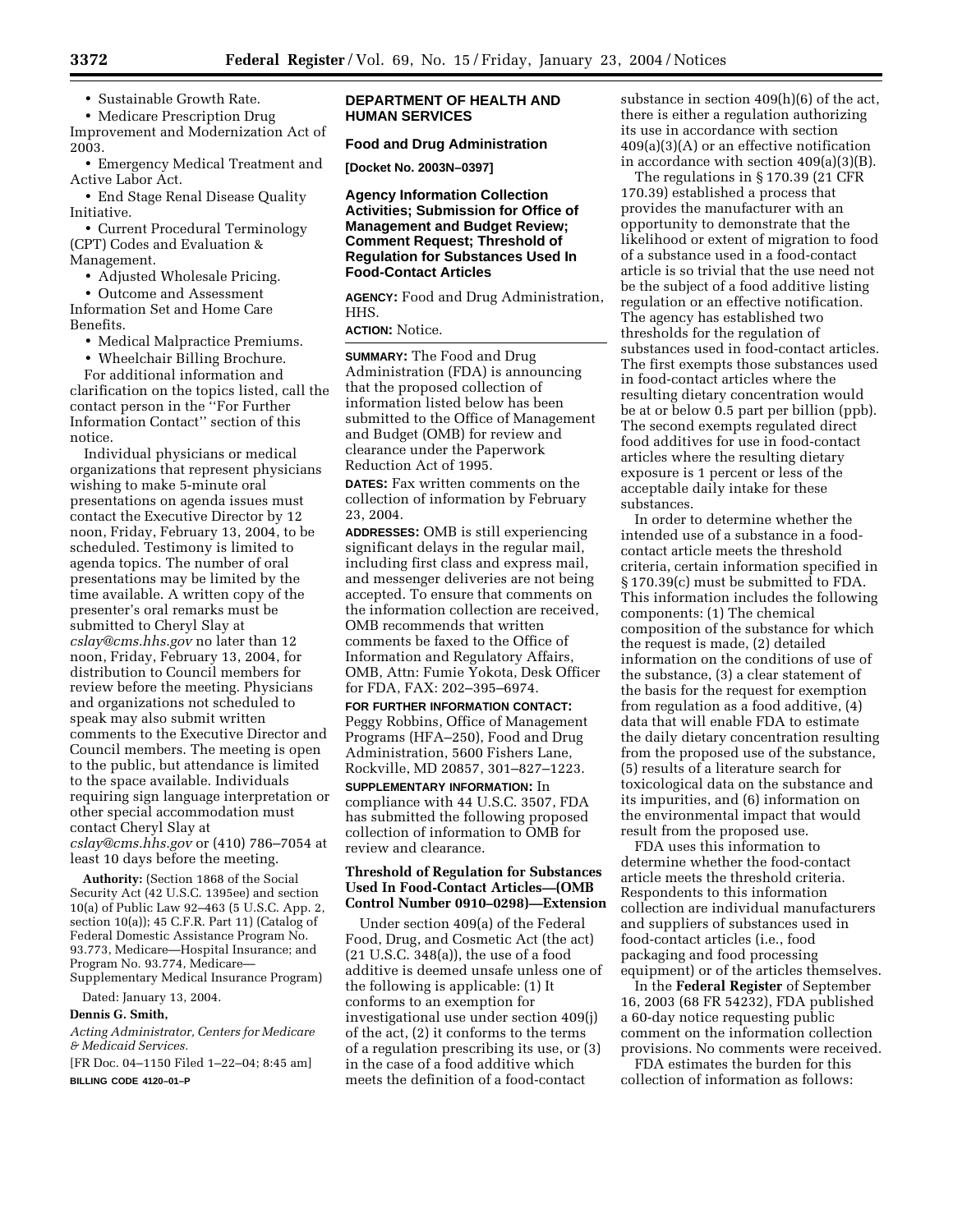- Sustainable Growth Rate.
- Medicare Prescription Drug Improvement and Modernization Act of 2003.
- Emergency Medical Treatment and Active Labor Act.
- End Stage Renal Disease Quality Initiative.
- Current Procedural Terminology (CPT) Codes and Evaluation & Management.
- Adjusted Wholesale Pricing.
- Outcome and Assessment Information Set and Home Care Benefits.
- Medical Malpractice Premiums.
- Wheelchair Billing Brochure.

For additional information and clarification on the topics listed, call the contact person in the ''For Further Information Contact'' section of this notice.

Individual physicians or medical organizations that represent physicians wishing to make 5-minute oral presentations on agenda issues must contact the Executive Director by 12 noon, Friday, February 13, 2004, to be scheduled. Testimony is limited to agenda topics. The number of oral presentations may be limited by the time available. A written copy of the presenter's oral remarks must be submitted to Cheryl Slay at *cslay@cms.hhs.gov* no later than 12 noon, Friday, February 13, 2004, for distribution to Council members for review before the meeting. Physicians and organizations not scheduled to speak may also submit written comments to the Executive Director and Council members. The meeting is open to the public, but attendance is limited to the space available. Individuals requiring sign language interpretation or other special accommodation must contact Cheryl Slay at *cslay@cms.hhs.gov* or (410) 786–7054 at least 10 days before the meeting.

**Authority:** (Section 1868 of the Social Security Act (42 U.S.C. 1395ee) and section 10(a) of Public Law 92–463 (5 U.S.C. App. 2, section 10(a)); 45 C.F.R. Part 11) (Catalog of Federal Domestic Assistance Program No. 93.773, Medicare—Hospital Insurance; and Program No. 93.774, Medicare—Supplementary Medical Insurance Program)

Dated: January 13, 2004.

**Dennis G. Smith,**

*Acting Administrator, Centers for Medicare & Medicaid Services.*

[FR Doc. 04–1150 Filed 1–22–04; 8:45 am]

**BILLING CODE 4120–01–P**

## DEPARTMENT OF HEALTH AND HUMAN SERVICES

### Food and Drug Administration

**[Docket No. 2003N–0397]**

### Agency Information Collection Activities; Submission for Office of Management and Budget Review; Comment Request; Threshold of Regulation for Substances Used In Food-Contact Articles

**AGENCY:** Food and Drug Administration, HHS.

**ACTION:** Notice.

**SUMMARY:** The Food and Drug Administration (FDA) is announcing that the proposed collection of information listed below has been submitted to the Office of Management and Budget (OMB) for review and clearance under the Paperwork Reduction Act of 1995.

**DATES:** Fax written comments on the collection of information by February 23, 2004.

**ADDRESSES:** OMB is still experiencing significant delays in the regular mail, including first class and express mail, and messenger deliveries are not being accepted. To ensure that comments on the information collection are received, OMB recommends that written comments be faxed to the Office of Information and Regulatory Affairs, OMB, Attn: Fumie Yokota, Desk Officer for FDA, FAX: 202–395–6974.

**FOR FURTHER INFORMATION CONTACT:** Peggy Robbins, Office of Management Programs (HFA–250), Food and Drug Administration, 5600 Fishers Lane, Rockville, MD 20857, 301–827–1223.

**SUPPLEMENTARY INFORMATION:** In compliance with 44 U.S.C. 3507, FDA has submitted the following proposed collection of information to OMB for review and clearance.

### Threshold of Regulation for Substances Used In Food-Contact Articles—(OMB Control Number 0910–0298)—Extension

Under section 409(a) of the Federal Food, Drug, and Cosmetic Act (the act) (21 U.S.C. 348(a)), the use of a food additive is deemed unsafe unless one of the following is applicable: (1) It conforms to an exemption for investigational use under section 409(j) of the act, (2) it conforms to the terms of a regulation prescribing its use, or (3) in the case of a food additive which meets the definition of a food-contact substance in section 409(h)(6) of the act, there is either a regulation authorizing its use in accordance with section 409(a)(3)(A) or an effective notification in accordance with section 409(a)(3)(B).

The regulations in § 170.39 (21 CFR 170.39) established a process that provides the manufacturer with an opportunity to demonstrate that the likelihood or extent of migration to food of a substance used in a food-contact article is so trivial that the use need not be the subject of a food additive listing regulation or an effective notification. The agency has established two thresholds for the regulation of substances used in food-contact articles. The first exempts those substances used in food-contact articles where the resulting dietary concentration would be at or below 0.5 part per billion (ppb). The second exempts regulated direct food additives for use in food-contact articles where the resulting dietary exposure is 1 percent or less of the acceptable daily intake for these substances.

In order to determine whether the intended use of a substance in a food-contact article meets the threshold criteria, certain information specified in § 170.39(c) must be submitted to FDA. This information includes the following components: (1) The chemical composition of the substance for which the request is made, (2) detailed information on the conditions of use of the substance, (3) a clear statement of the basis for the request for exemption from regulation as a food additive, (4) data that will enable FDA to estimate the daily dietary concentration resulting from the proposed use of the substance, (5) results of a literature search for toxicological data on the substance and its impurities, and (6) information on the environmental impact that would result from the proposed use.

FDA uses this information to determine whether the food-contact article meets the threshold criteria. Respondents to this information collection are individual manufacturers and suppliers of substances used in food-contact articles (i.e., food packaging and food processing equipment) or of the articles themselves.

In the **Federal Register** of September 16, 2003 (68 FR 54232), FDA published a 60-day notice requesting public comment on the information collection provisions. No comments were received.

FDA estimates the burden for this collection of information as follows: